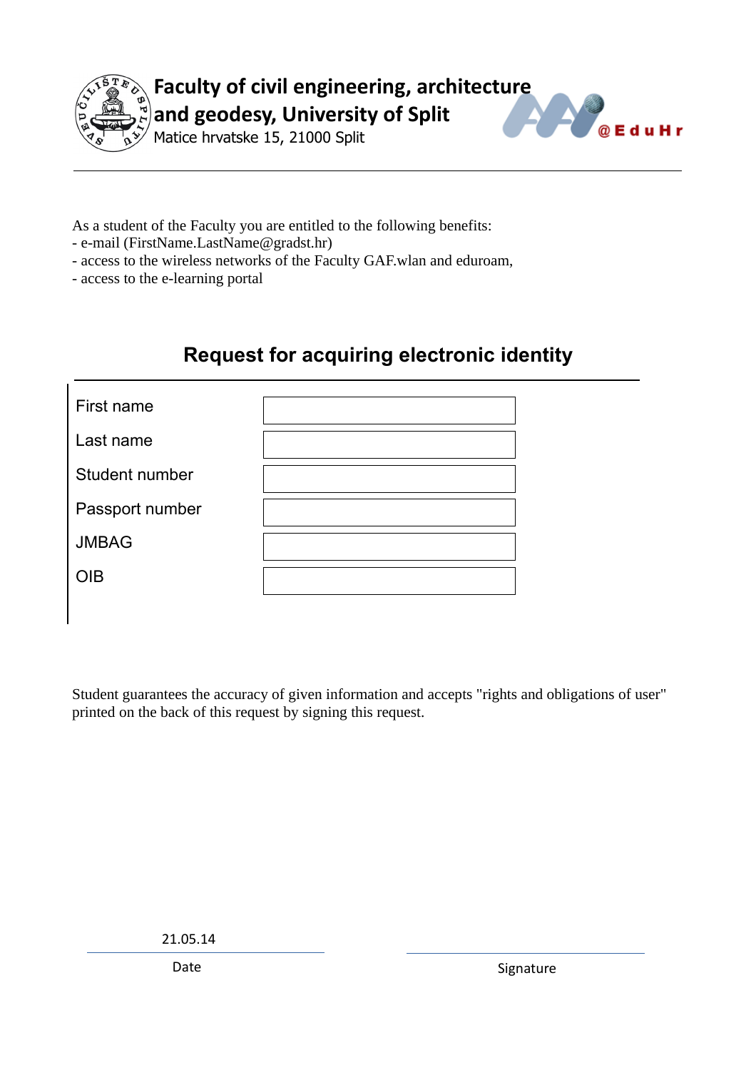**Faculty of civil engineering, architecture and geodesy, University of Split**
Matice hrvatske 15, 21000 Split

@EduHr

As a student of the Faculty you are entitled to the following benefits:
- e-mail (FirstName.LastName@gradst.hr)
- access to the wireless networks of the Faculty GAF.wlan and eduroam,
- access to the e-learning portal

## Request for acquiring electronic identity

| | |
|---|---|
| First name | |
| Last name | |
| Student number | |
| Passport number | |
| JMBAG | |
| OIB | |

Student guarantees the accuracy of given information and accepts "rights and obligations of user" printed on the back of this request by signing this request.

| 21.05.14 | |
|---|---|
| Date | Signature |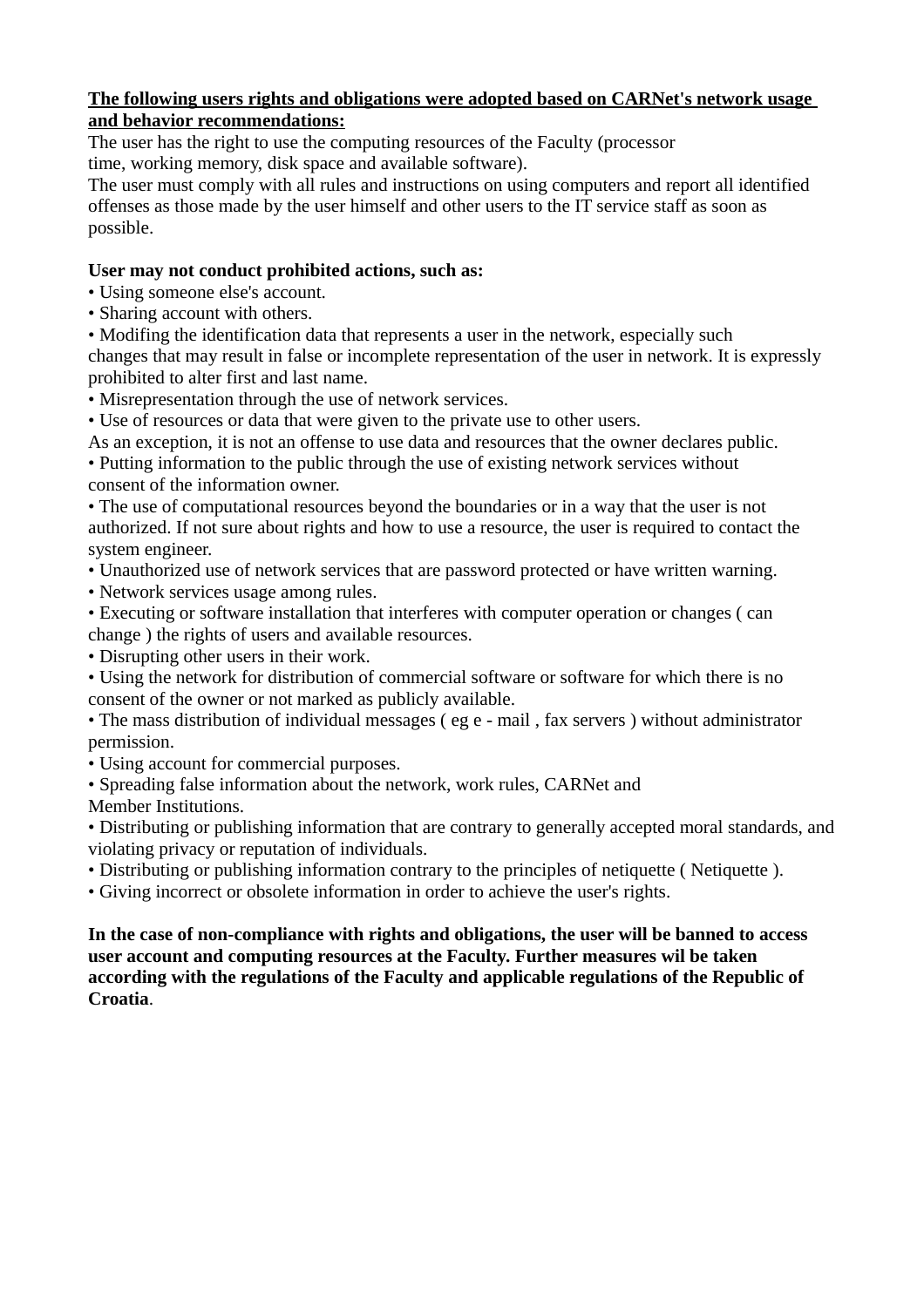**<u>The following users rights and obligations were adopted based on CARNet's network usage and behavior recommendations:</u>**

The user has the right to use the computing resources of the Faculty (processor time, working memory, disk space and available software).

The user must comply with all rules and instructions on using computers and report all identified offenses as those made by the user himself and other users to the IT service staff as soon as possible.

**User may not conduct prohibited actions, such as:**

- Using someone else's account.
- Sharing account with others.
- Modifing the identification data that represents a user in the network, especially such changes that may result in false or incomplete representation of the user in network. It is expressly prohibited to alter first and last name.
- Misrepresentation through the use of network services.
- Use of resources or data that were given to the private use to other users.

As an exception, it is not an offense to use data and resources that the owner declares public.

- Putting information to the public through the use of existing network services without consent of the information owner.
- The use of computational resources beyond the boundaries or in a way that the user is not authorized. If not sure about rights and how to use a resource, the user is required to contact the system engineer.
- Unauthorized use of network services that are password protected or have written warning.
- Network services usage among rules.
- Executing or software installation that interferes with computer operation or changes ( can change ) the rights of users and available resources.
- Disrupting other users in their work.
- Using the network for distribution of commercial software or software for which there is no consent of the owner or not marked as publicly available.
- The mass distribution of individual messages ( eg e - mail , fax servers ) without administrator permission.
- Using account for commercial purposes.
- Spreading false information about the network, work rules, CARNet and Member Institutions.
- Distributing or publishing information that are contrary to generally accepted moral standards, and violating privacy or reputation of individuals.
- Distributing or publishing information contrary to the principles of netiquette ( Netiquette ).
- Giving incorrect or obsolete information in order to achieve the user's rights.

**In the case of non-compliance with rights and obligations, the user will be banned to access user account and computing resources at the Faculty. Further measures wil be taken according with the regulations of the Faculty and applicable regulations of the Republic of Croatia**.